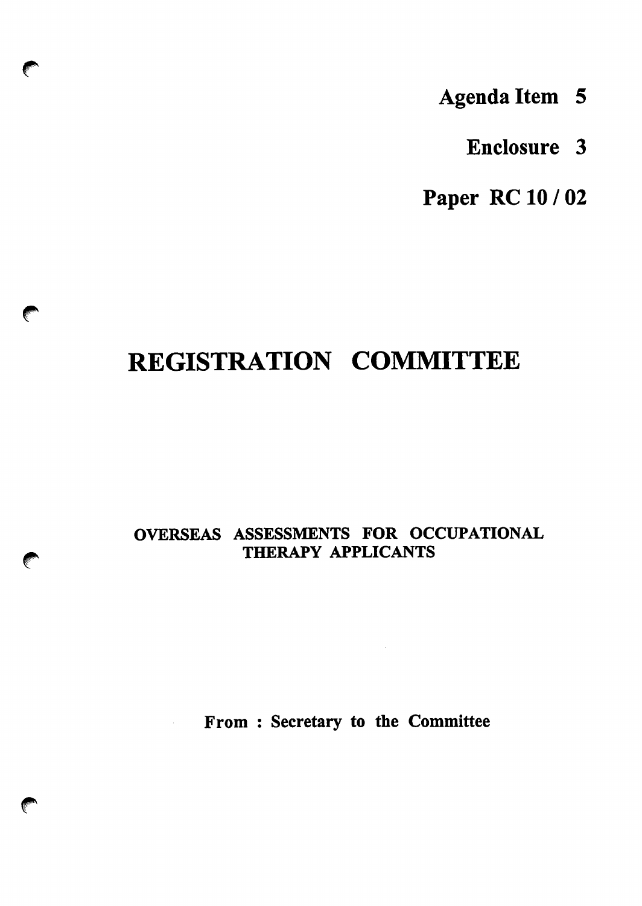**Agenda Item 5**

**Enclosure 3**

**Paper RC 10 / 02**

# REGISTRATION COMMITTEE

## OVERSEAS ASSESSMENTS FOR OCCUPATIONAL THERAPY APPLICANTS

**From : Secretary to the Committee**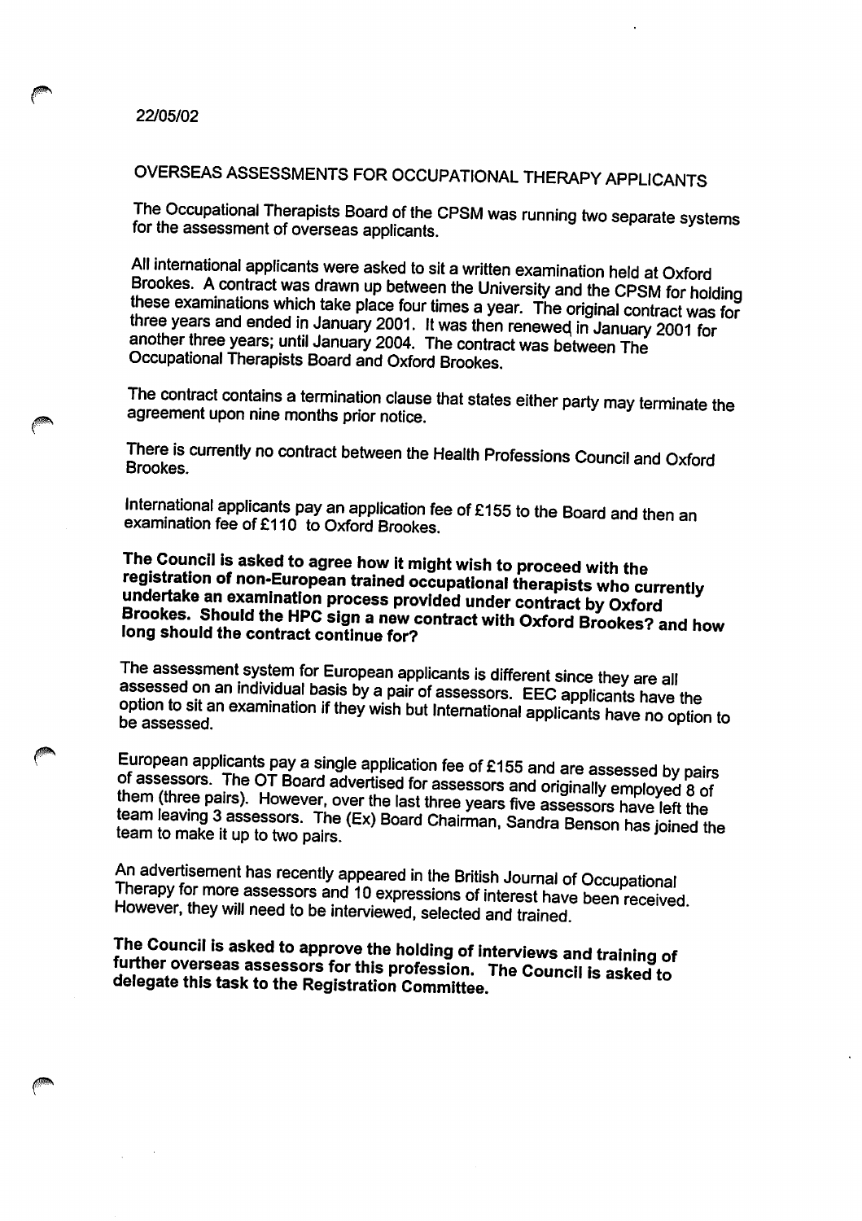22/05/02

# OVERSEAS ASSESSMENTS FOR OCCUPATIONAL THERAPY APPLICANTS

The Occupational Therapists Board of the CPSM was running two separate systems for the assessment of overseas applicants.

All international applicants were asked to sit a written examination held at Oxford Brookes. A contract was drawn up between the University and the CPSM for holding these examinations which take place four times a year. The original contract was for three years and ended in January 2001. It was then renewed in January 2001 for another three years; until January 2004. The contract was between The Occupational Therapists Board and Oxford Brookes.

The contract contains a termination clause that states either party may terminate the agreement upon nine months prior notice.

There is currently no contract between the Health Professions Council and Oxford Brookes.

International applicants pay an application fee of £155 to the Board and then an examination fee of £110 to Oxford Brookes.

**The Council is asked to agree how it might wish to proceed with the registration of non-European trained occupational therapists who currently undertake an examination process provided under contract by Oxford Brookes. Should the HPC sign a new contract with Oxford Brookes? and how long should the contract continue for?**

The assessment system for European applicants is different since they are all assessed on an individual basis by a pair of assessors. EEC applicants have the option to sit an examination if they wish but International applicants have no option to be assessed.

European applicants pay a single application fee of £155 and are assessed by pairs of assessors. The OT Board advertised for assessors and originally employed 8 of them (three pairs). However, over the last three years five assessors have left the team leaving 3 assessors. The (Ex) Board Chairman, Sandra Benson has joined the team to make it up to two pairs.

An advertisement has recently appeared in the British Journal of Occupational Therapy for more assessors and 10 expressions of interest have been received. However, they will need to be interviewed, selected and trained.

**The Council is asked to approve the holding of interviews and training of further overseas assessors for this profession. The Council is asked to delegate this task to the Registration Committee.**